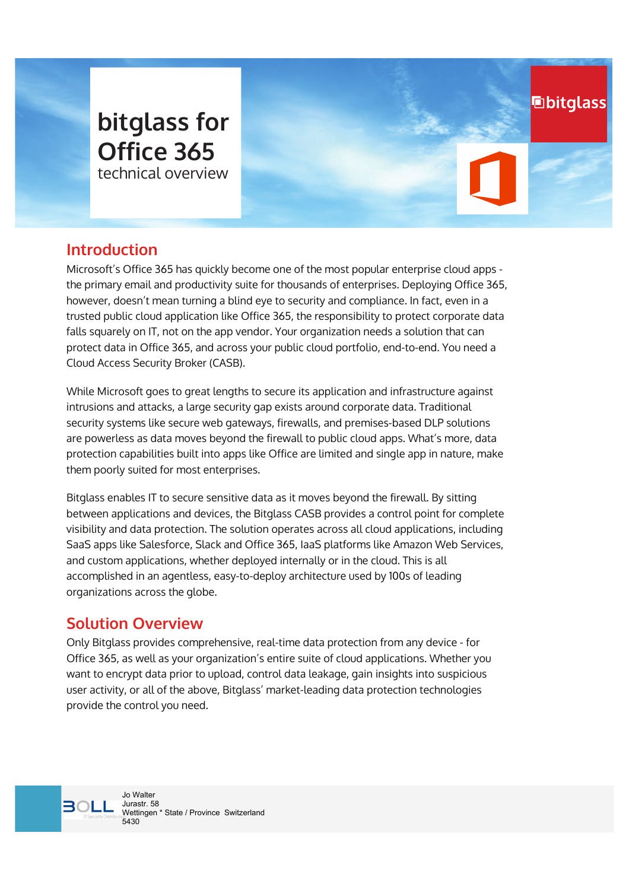# bitglass for Office 365

technical overview

## Introduction

Microsoft's Office 365 has quickly become one of the most popular enterprise cloud apps - the primary email and productivity suite for thousands of enterprises. Deploying Office 365, however, doesn't mean turning a blind eye to security and compliance. In fact, even in a trusted public cloud application like Office 365, the responsibility to protect corporate data falls squarely on IT, not on the app vendor. Your organization needs a solution that can protect data in Office 365, and across your public cloud portfolio, end-to-end. You need a Cloud Access Security Broker (CASB).

While Microsoft goes to great lengths to secure its application and infrastructure against intrusions and attacks, a large security gap exists around corporate data. Traditional security systems like secure web gateways, firewalls, and premises-based DLP solutions are powerless as data moves beyond the firewall to public cloud apps. What's more, data protection capabilities built into apps like Office are limited and single app in nature, make them poorly suited for most enterprises.

Bitglass enables IT to secure sensitive data as it moves beyond the firewall. By sitting between applications and devices, the Bitglass CASB provides a control point for complete visibility and data protection. The solution operates across all cloud applications, including SaaS apps like Salesforce, Slack and Office 365, IaaS platforms like Amazon Web Services, and custom applications, whether deployed internally or in the cloud. This is all accomplished in an agentless, easy-to-deploy architecture used by 100s of leading organizations across the globe.

## Solution Overview

Only Bitglass provides comprehensive, real-time data protection from any device - for Office 365, as well as your organization's entire suite of cloud applications. Whether you want to encrypt data prior to upload, control data leakage, gain insights into suspicious user activity, or all of the above, Bitglass' market-leading data protection technologies provide the control you need.

Jo Walter
Jurastr. 58
Wettingen * State / Province Switzerland
5430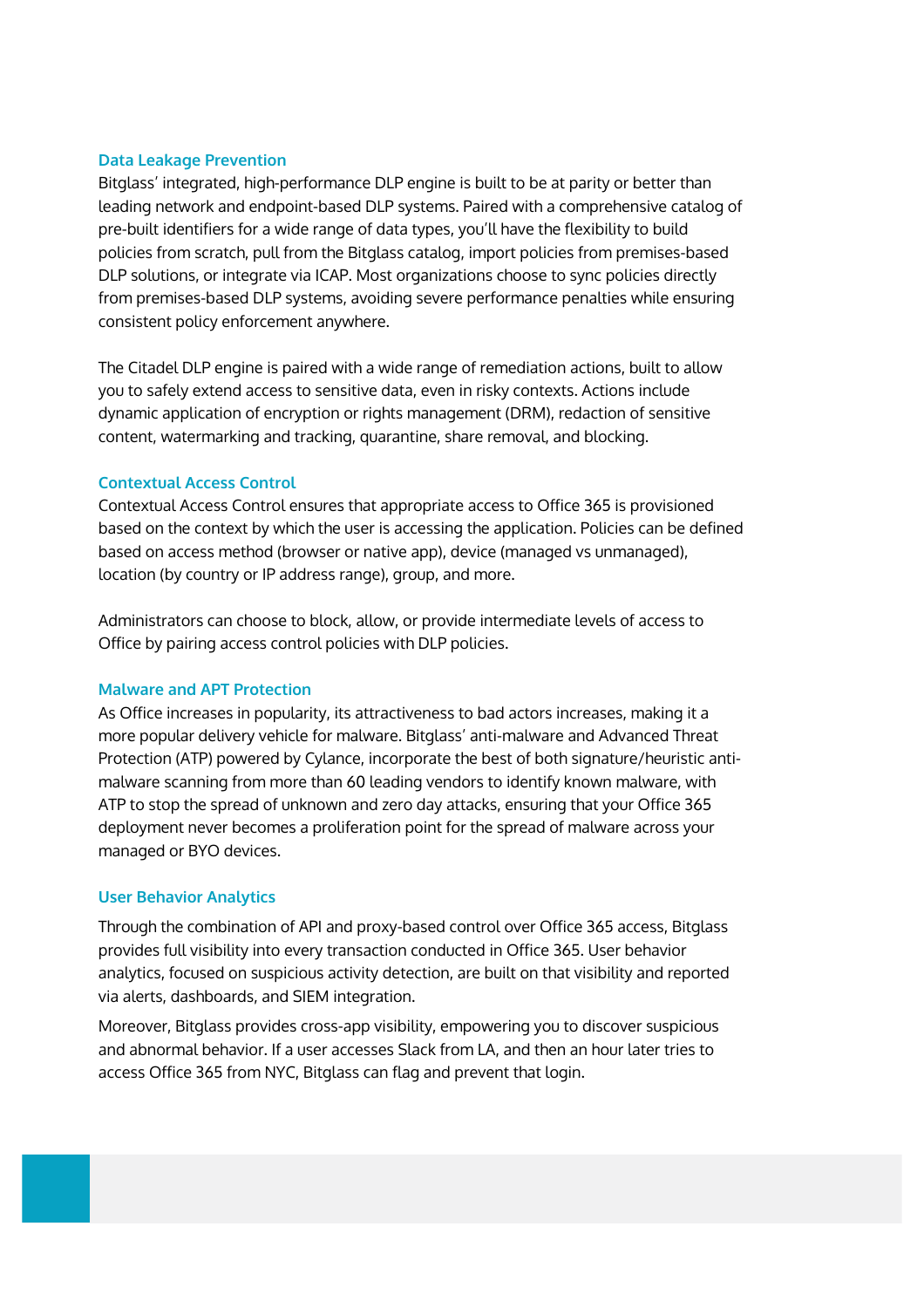### Data Leakage Prevention

Bitglass' integrated, high-performance DLP engine is built to be at parity or better than leading network and endpoint-based DLP systems. Paired with a comprehensive catalog of pre-built identifiers for a wide range of data types, you'll have the flexibility to build policies from scratch, pull from the Bitglass catalog, import policies from premises-based DLP solutions, or integrate via ICAP. Most organizations choose to sync policies directly from premises-based DLP systems, avoiding severe performance penalties while ensuring consistent policy enforcement anywhere.

The Citadel DLP engine is paired with a wide range of remediation actions, built to allow you to safely extend access to sensitive data, even in risky contexts. Actions include dynamic application of encryption or rights management (DRM), redaction of sensitive content, watermarking and tracking, quarantine, share removal, and blocking.

### Contextual Access Control

Contextual Access Control ensures that appropriate access to Office 365 is provisioned based on the context by which the user is accessing the application. Policies can be defined based on access method (browser or native app), device (managed vs unmanaged), location (by country or IP address range), group, and more.

Administrators can choose to block, allow, or provide intermediate levels of access to Office by pairing access control policies with DLP policies.

### Malware and APT Protection

As Office increases in popularity, its attractiveness to bad actors increases, making it a more popular delivery vehicle for malware. Bitglass' anti-malware and Advanced Threat Protection (ATP) powered by Cylance, incorporate the best of both signature/heuristic anti-malware scanning from more than 60 leading vendors to identify known malware, with ATP to stop the spread of unknown and zero day attacks, ensuring that your Office 365 deployment never becomes a proliferation point for the spread of malware across your managed or BYO devices.

### User Behavior Analytics

Through the combination of API and proxy-based control over Office 365 access, Bitglass provides full visibility into every transaction conducted in Office 365. User behavior analytics, focused on suspicious activity detection, are built on that visibility and reported via alerts, dashboards, and SIEM integration.

Moreover, Bitglass provides cross-app visibility, empowering you to discover suspicious and abnormal behavior. If a user accesses Slack from LA, and then an hour later tries to access Office 365 from NYC, Bitglass can flag and prevent that login.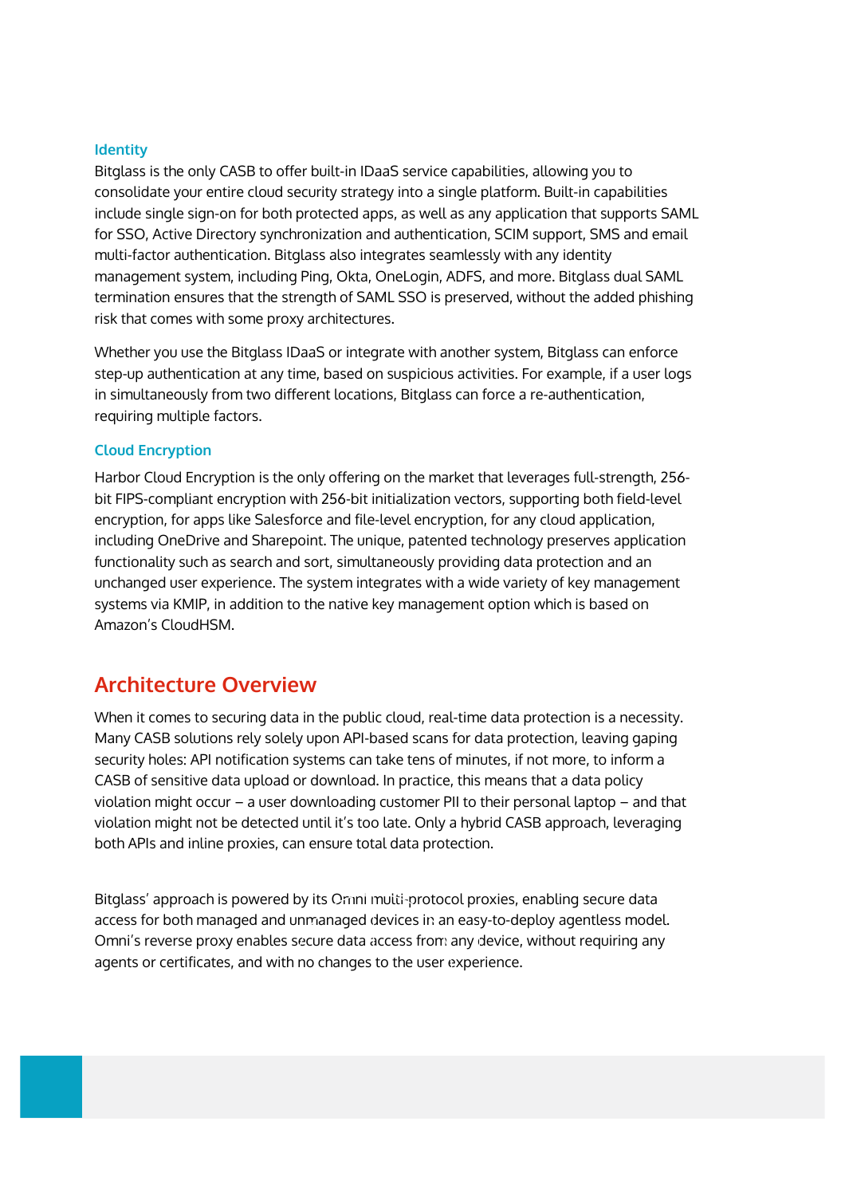### Identity

Bitglass is the only CASB to offer built-in IDaaS service capabilities, allowing you to consolidate your entire cloud security strategy into a single platform. Built-in capabilities include single sign-on for both protected apps, as well as any application that supports SAML for SSO, Active Directory synchronization and authentication, SCIM support, SMS and email multi-factor authentication. Bitglass also integrates seamlessly with any identity management system, including Ping, Okta, OneLogin, ADFS, and more. Bitglass dual SAML termination ensures that the strength of SAML SSO is preserved, without the added phishing risk that comes with some proxy architectures.

Whether you use the Bitglass IDaaS or integrate with another system, Bitglass can enforce step-up authentication at any time, based on suspicious activities. For example, if a user logs in simultaneously from two different locations, Bitglass can force a re-authentication, requiring multiple factors.

### Cloud Encryption

Harbor Cloud Encryption is the only offering on the market that leverages full-strength, 256-bit FIPS-compliant encryption with 256-bit initialization vectors, supporting both field-level encryption, for apps like Salesforce and file-level encryption, for any cloud application, including OneDrive and Sharepoint. The unique, patented technology preserves application functionality such as search and sort, simultaneously providing data protection and an unchanged user experience. The system integrates with a wide variety of key management systems via KMIP, in addition to the native key management option which is based on Amazon's CloudHSM.

## Architecture Overview

When it comes to securing data in the public cloud, real-time data protection is a necessity. Many CASB solutions rely solely upon API-based scans for data protection, leaving gaping security holes: API notification systems can take tens of minutes, if not more, to inform a CASB of sensitive data upload or download. In practice, this means that a data policy violation might occur – a user downloading customer PII to their personal laptop – and that violation might not be detected until it's too late. Only a hybrid CASB approach, leveraging both APIs and inline proxies, can ensure total data protection.

Bitglass' approach is powered by its Omni multi-protocol proxies, enabling secure data access for both managed and unmanaged devices in an easy-to-deploy agentless model. Omni's reverse proxy enables secure data access from any device, without requiring any agents or certificates, and with no changes to the user experience.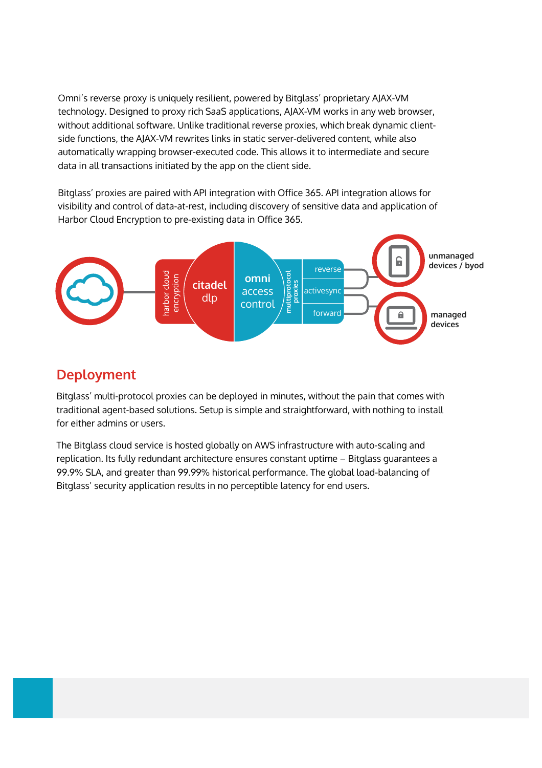Omni's reverse proxy is uniquely resilient, powered by Bitglass' proprietary AJAX-VM technology. Designed to proxy rich SaaS applications, AJAX-VM works in any web browser, without additional software. Unlike traditional reverse proxies, which break dynamic client-side functions, the AJAX-VM rewrites links in static server-delivered content, while also automatically wrapping browser-executed code. This allows it to intermediate and secure data in all transactions initiated by the app on the client side.

Bitglass' proxies are paired with API integration with Office 365. API integration allows for visibility and control of data-at-rest, including discovery of sensitive data and application of Harbor Cloud Encryption to pre-existing data in Office 365.

harbor cloud encryption

citadel dlp

omni access control

multiprotocol proxies

reverse

activesync

forward

unmanaged devices / byod

managed devices

## Deployment

Bitglass' multi-protocol proxies can be deployed in minutes, without the pain that comes with traditional agent-based solutions. Setup is simple and straightforward, with nothing to install for either admins or users.

The Bitglass cloud service is hosted globally on AWS infrastructure with auto-scaling and replication. Its fully redundant architecture ensures constant uptime – Bitglass guarantees a 99.9% SLA, and greater than 99.99% historical performance. The global load-balancing of Bitglass' security application results in no perceptible latency for end users.